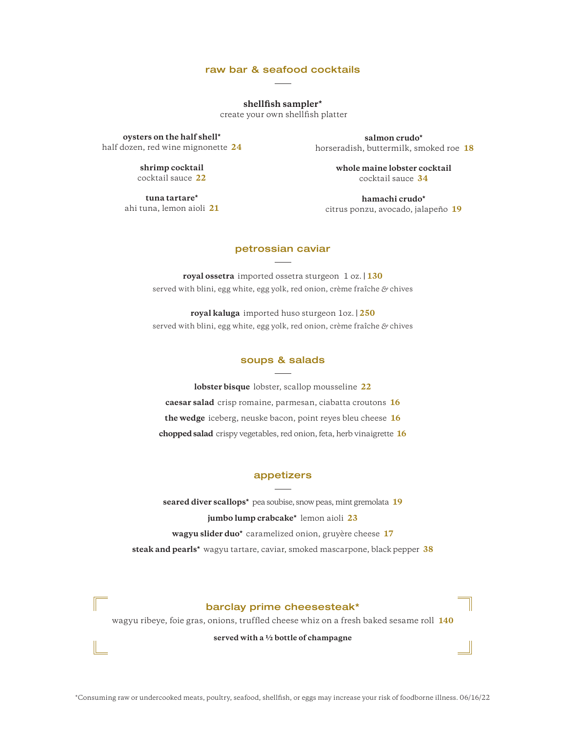## raw bar & seafood cocktails

**shellfish sampler***
create your own shellfish platter

**oysters on the half shell***
half dozen, red wine mignonette **24**

**shrimp cocktail**
cocktail sauce **22**

**tuna tartare***
ahi tuna, lemon aioli **21**

**salmon crudo***
horseradish, buttermilk, smoked roe **18**

**whole maine lobster cocktail**
cocktail sauce **34**

**hamachi crudo***
citrus ponzu, avocado, jalapeño **19**

## petrossian caviar

**royal ossetra** imported ossetra sturgeon 1 oz. | **130**
served with blini, egg white, egg yolk, red onion, crème fraîche & chives

**royal kaluga** imported huso sturgeon 1oz. | **250**
served with blini, egg white, egg yolk, red onion, crème fraîche & chives

## soups & salads

**lobster bisque** lobster, scallop mousseline **22**

**caesar salad** crisp romaine, parmesan, ciabatta croutons **16**

**the wedge** iceberg, neuske bacon, point reyes bleu cheese **16**

**chopped salad** crispy vegetables, red onion, feta, herb vinaigrette **16**

## appetizers

**seared diver scallops*** pea soubise, snow peas, mint gremolata **19**

**jumbo lump crabcake*** lemon aioli **23**

**wagyu slider duo*** caramelized onion, gruyère cheese **17**

**steak and pearls*** wagyu tartare, caviar, smoked mascarpone, black pepper **38**

## barclay prime cheesesteak*

wagyu ribeye, foie gras, onions, truffled cheese whiz on a fresh baked sesame roll **140**

**served with a ½ bottle of champagne**

*Consuming raw or undercooked meats, poultry, seafood, shellfish, or eggs may increase your risk of foodborne illness. 06/16/22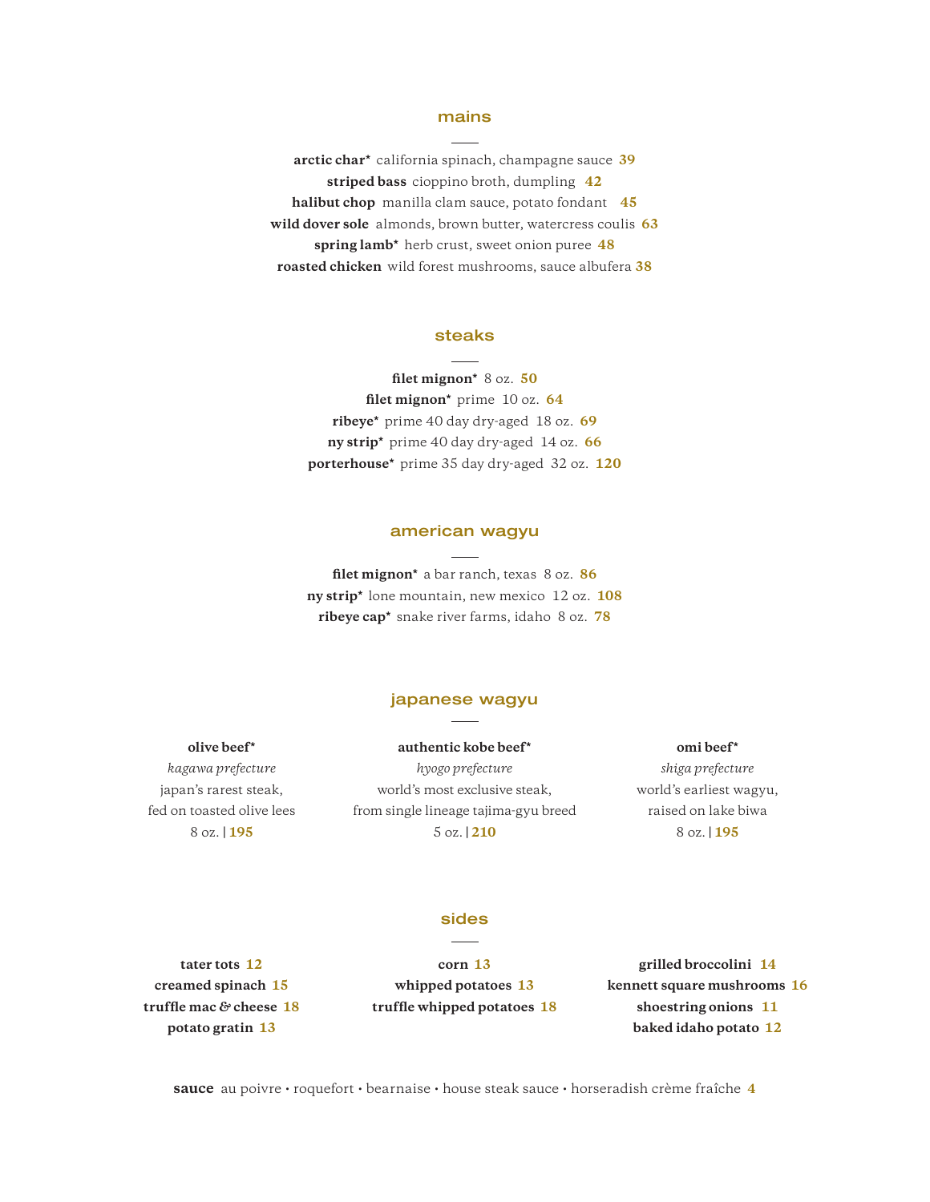## mains

**arctic char*** california spinach, champagne sauce **39**

**striped bass** cioppino broth, dumpling **42**

**halibut chop** manilla clam sauce, potato fondant **45**

**wild dover sole** almonds, brown butter, watercress coulis **63**

**spring lamb*** herb crust, sweet onion puree **48**

**roasted chicken** wild forest mushrooms, sauce albufera **38**

## steaks

**filet mignon*** 8 oz. **50**

**filet mignon*** prime 10 oz. **64**

**ribeye*** prime 40 day dry-aged 18 oz. **69**

**ny strip*** prime 40 day dry-aged 14 oz. **66**

**porterhouse*** prime 35 day dry-aged 32 oz. **120**

## american wagyu

**filet mignon*** a bar ranch, texas 8 oz. **86**

**ny strip*** lone mountain, new mexico 12 oz. **108**

**ribeye cap*** snake river farms, idaho 8 oz. **78**

## japanese wagyu

**olive beef***
*kagawa prefecture*
japan's rarest steak,
fed on toasted olive lees
8 oz. | **195**

**authentic kobe beef***
*hyogo prefecture*
world's most exclusive steak,
from single lineage tajima-gyu breed
5 oz. | **210**

**omi beef***
*shiga prefecture*
world's earliest wagyu,
raised on lake biwa
8 oz. | **195**

## sides

**tater tots** **12**

**creamed spinach** **15**

**truffle mac & cheese** **18**

**potato gratin** **13**

**corn** **13**

**whipped potatoes** **13**

**truffle whipped potatoes** **18**

**grilled broccolini** **14**

**kennett square mushrooms** **16**

**shoestring onions** **11**

**baked idaho potato** **12**

**sauce** au poivre • roquefort • bearnaise • house steak sauce • horseradish crème fraîche **4**